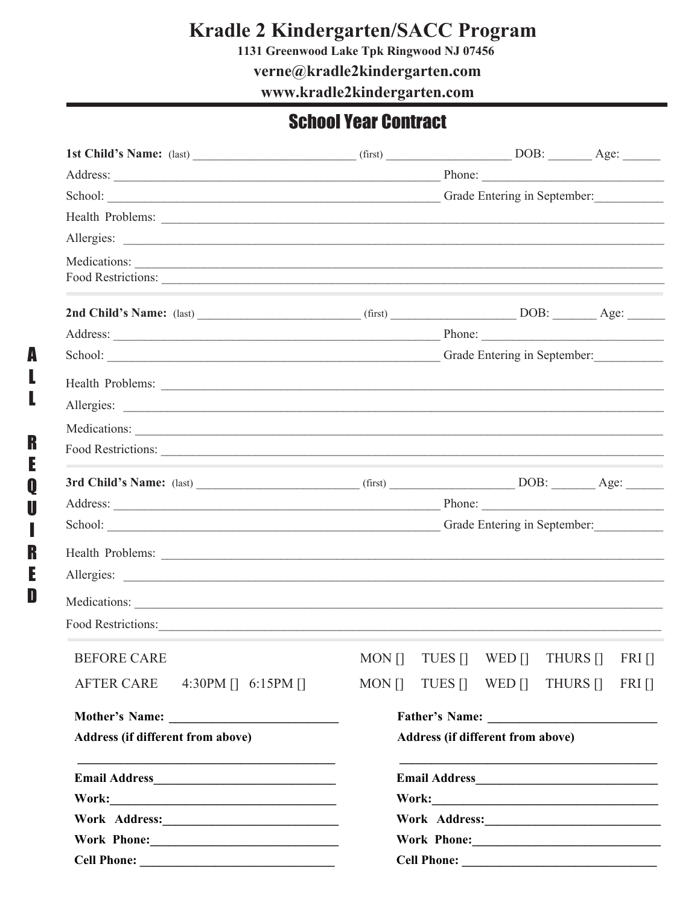# Kradle 2 Kindergarten/SACC Program

**1131 Greenwood Lake Tpk Ringwood NJ 07456**

**verne@kradle2kindergarten.com**

**www.kradle2kindergarten.com**

## School Year Contract

**ALL REQUIRED**

**1st Child's Name:** (last) __________________________ (first) ____________________ DOB: _______ Age: ______

Address: ______________________________________________________ Phone: ____________________________

School: _______________________________________________________ Grade Entering in September:___________

Health Problems: ____________________________________________________________________________________

Allergies: __________________________________________________________________________________________

Medications: ________________________________________________________________________________________

Food Restrictions: ___________________________________________________________________________________

**2nd Child's Name:** (last) __________________________ (first) ____________________ DOB: _______ Age: ______

Address: ______________________________________________________ Phone: ____________________________

School: _______________________________________________________ Grade Entering in September:___________

Health Problems: ____________________________________________________________________________________

Allergies: __________________________________________________________________________________________

Medications: ________________________________________________________________________________________

Food Restrictions: ___________________________________________________________________________________

**3rd Child's Name:** (last) __________________________ (first) ____________________ DOB: _______ Age: ______

Address: ______________________________________________________ Phone: ____________________________

School: _______________________________________________________ Grade Entering in September:___________

Health Problems: ____________________________________________________________________________________

Allergies: __________________________________________________________________________________________

Medications: ________________________________________________________________________________________

Food Restrictions: ___________________________________________________________________________________

BEFORE CARE MON [] TUES [] WED [] THURS [] FRI []

AFTER CARE 4:30PM [] 6:15PM [] MON [] TUES [] WED [] THURS [] FRI []

**Mother's Name:** __________________________

**Address (if different from above)**

______________________________________

**Email Address**____________________________

**Work:**___________________________________

**Work Address:**____________________________

**Work Phone:**______________________________

**Cell Phone:** ______________________________

**Father's Name:** __________________________

**Address (if different from above)**

______________________________________

**Email Address**____________________________

**Work:**___________________________________

**Work Address:**____________________________

**Work Phone:**______________________________

**Cell Phone:** ______________________________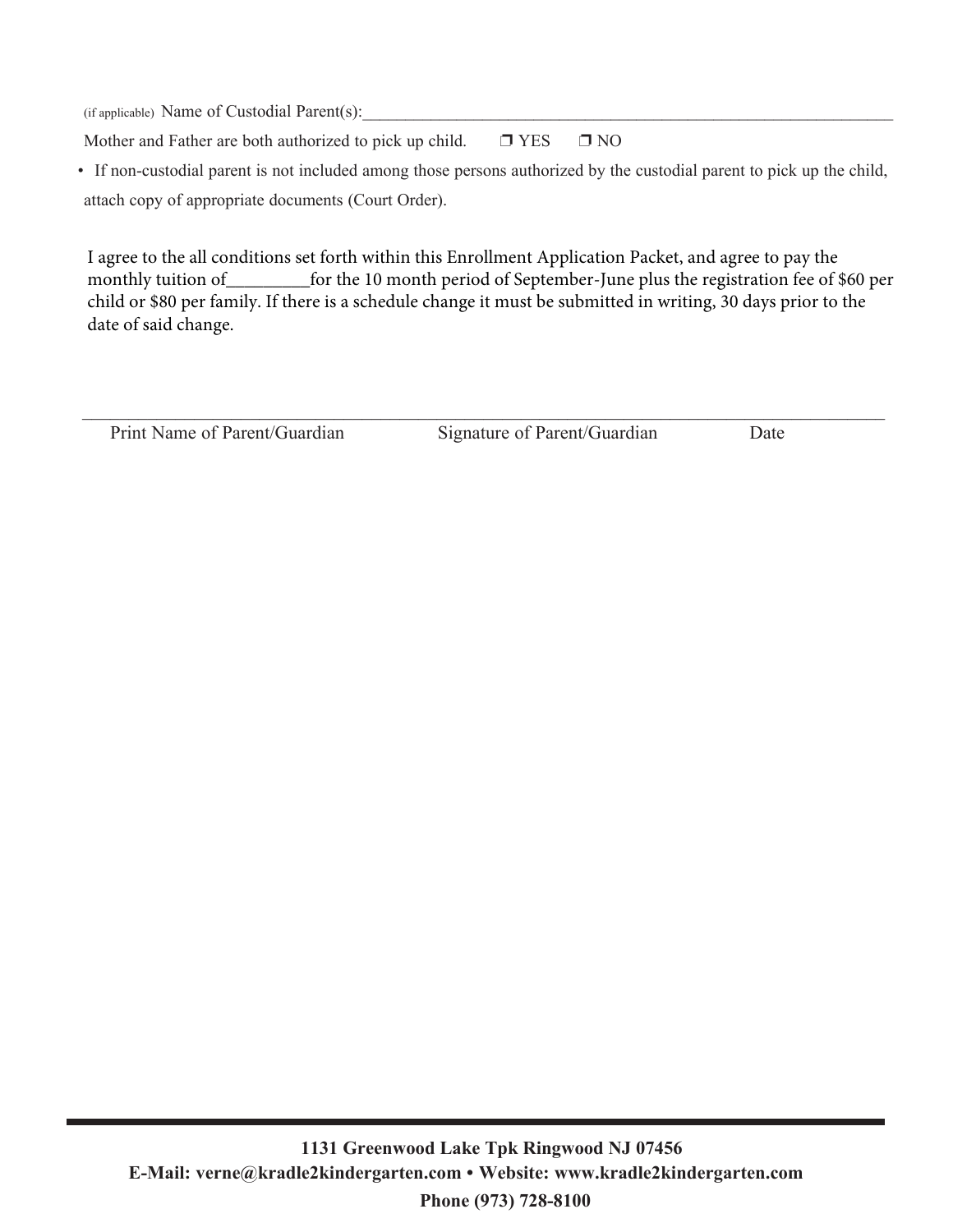(if applicable) Name of Custodial Parent(s):_______________________________________________________________

Mother and Father are both authorized to pick up child. ❒ YES ❒ NO

- If non-custodial parent is not included among those persons authorized by the custodial parent to pick up the child, attach copy of appropriate documents (Court Order).

I agree to the all conditions set forth within this Enrollment Application Packet, and agree to pay the monthly tuition of_________for the 10 month period of September-June plus the registration fee of $60 per child or $80 per family. If there is a schedule change it must be submitted in writing, 30 days prior to the date of said change.

_______________________________________________________________________________________

Print Name of Parent/Guardian Signature of Parent/Guardian Date

**1131 Greenwood Lake Tpk Ringwood NJ 07456**

**E-Mail: verne@kradle2kindergarten.com • Website: www.kradle2kindergarten.com**

**Phone (973) 728-8100**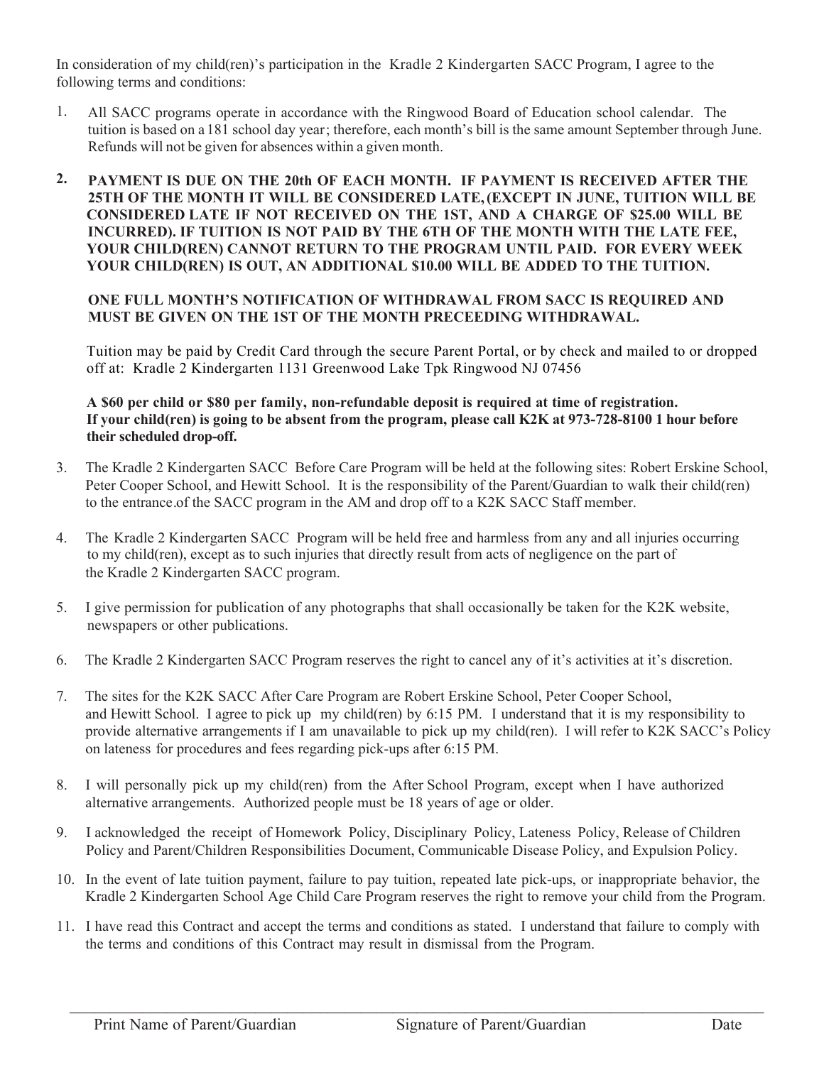In consideration of my child(ren)'s participation in the Kradle 2 Kindergarten SACC Program, I agree to the following terms and conditions:

1. All SACC programs operate in accordance with the Ringwood Board of Education school calendar. The tuition is based on a 181 school day year; therefore, each month's bill is the same amount September through June. Refunds will not be given for absences within a given month.

2. **PAYMENT IS DUE ON THE 20th OF EACH MONTH. IF PAYMENT IS RECEIVED AFTER THE 25TH OF THE MONTH IT WILL BE CONSIDERED LATE, (EXCEPT IN JUNE, TUITION WILL BE CONSIDERED LATE IF NOT RECEIVED ON THE 1ST, AND A CHARGE OF $25.00 WILL BE INCURRED). IF TUITION IS NOT PAID BY THE 6TH OF THE MONTH WITH THE LATE FEE, YOUR CHILD(REN) CANNOT RETURN TO THE PROGRAM UNTIL PAID. FOR EVERY WEEK YOUR CHILD(REN) IS OUT, AN ADDITIONAL $10.00 WILL BE ADDED TO THE TUITION.**

   **ONE FULL MONTH'S NOTIFICATION OF WITHDRAWAL FROM SACC IS REQUIRED AND MUST BE GIVEN ON THE 1ST OF THE MONTH PRECEEDING WITHDRAWAL.**

   Tuition may be paid by Credit Card through the secure Parent Portal, or by check and mailed to or dropped off at: Kradle 2 Kindergarten 1131 Greenwood Lake Tpk Ringwood NJ 07456

   **A $60 per child or $80 per family, non-refundable deposit is required at time of registration. If your child(ren) is going to be absent from the program, please call K2K at 973-728-8100 1 hour before their scheduled drop-off.**

3. The Kradle 2 Kindergarten SACC Before Care Program will be held at the following sites: Robert Erskine School, Peter Cooper School, and Hewitt School. It is the responsibility of the Parent/Guardian to walk their child(ren) to the entrance.of the SACC program in the AM and drop off to a K2K SACC Staff member.

4. The Kradle 2 Kindergarten SACC Program will be held free and harmless from any and all injuries occurring to my child(ren), except as to such injuries that directly result from acts of negligence on the part of the Kradle 2 Kindergarten SACC program.

5. I give permission for publication of any photographs that shall occasionally be taken for the K2K website, newspapers or other publications.

6. The Kradle 2 Kindergarten SACC Program reserves the right to cancel any of it's activities at it's discretion.

7. The sites for the K2K SACC After Care Program are Robert Erskine School, Peter Cooper School, and Hewitt School. I agree to pick up my child(ren) by 6:15 PM. I understand that it is my responsibility to provide alternative arrangements if I am unavailable to pick up my child(ren). I will refer to K2K SACC's Policy on lateness for procedures and fees regarding pick-ups after 6:15 PM.

8. I will personally pick up my child(ren) from the After School Program, except when I have authorized alternative arrangements. Authorized people must be 18 years of age or older.

9. I acknowledged the receipt of Homework Policy, Disciplinary Policy, Lateness Policy, Release of Children Policy and Parent/Children Responsibilities Document, Communicable Disease Policy, and Expulsion Policy.

10. In the event of late tuition payment, failure to pay tuition, repeated late pick-ups, or inappropriate behavior, the Kradle 2 Kindergarten School Age Child Care Program reserves the right to remove your child from the Program.

11. I have read this Contract and accept the terms and conditions as stated. I understand that failure to comply with the terms and conditions of this Contract may result in dismissal from the Program.

______________________________________________________________________________

Print Name of Parent/Guardian &nbsp;&nbsp;&nbsp;&nbsp; Signature of Parent/Guardian &nbsp;&nbsp;&nbsp;&nbsp; Date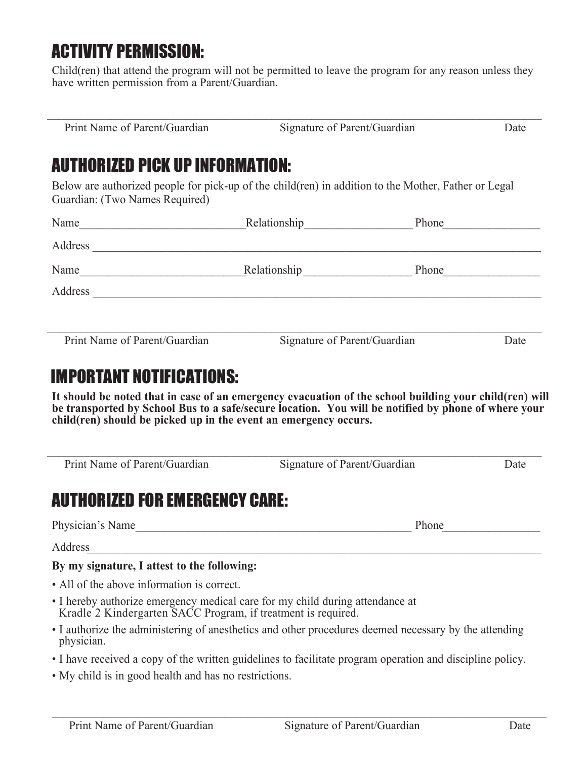## ACTIVITY PERMISSION:

Child(ren) that attend the program will not be permitted to leave the program for any reason unless they have written permission from a Parent/Guardian.

\_\_\_\_\_\_\_\_\_\_\_\_\_\_\_\_\_\_\_\_\_\_\_\_\_\_\_\_\_\_\_\_\_\_\_\_\_\_\_\_\_\_\_\_\_\_\_\_\_\_\_\_\_\_\_\_\_\_\_\_\_\_\_\_\_\_\_\_\_\_\_\_\_\_

Print Name of Parent/Guardian Signature of Parent/Guardian Date

## AUTHORIZED PICK UP INFORMATION:

Below are authorized people for pick-up of the child(ren) in addition to the Mother, Father or Legal Guardian: (Two Names Required)

Name\_\_\_\_\_\_\_\_\_\_\_\_\_\_\_\_\_\_\_\_\_\_\_\_\_\_\_\_Relationship\_\_\_\_\_\_\_\_\_\_\_\_\_\_\_\_\_\_ Phone\_\_\_\_\_\_\_\_\_\_\_\_\_\_\_\_

Address \_\_\_\_\_\_\_\_\_\_\_\_\_\_\_\_\_\_\_\_\_\_\_\_\_\_\_\_\_\_\_\_\_\_\_\_\_\_\_\_\_\_\_\_\_\_\_\_\_\_\_\_\_\_\_\_\_\_\_\_\_\_\_\_\_\_\_\_\_\_\_\_

Name\_\_\_\_\_\_\_\_\_\_\_\_\_\_\_\_\_\_\_\_\_\_\_\_\_\_\_\_Relationship\_\_\_\_\_\_\_\_\_\_\_\_\_\_\_\_\_\_ Phone\_\_\_\_\_\_\_\_\_\_\_\_\_\_\_\_

Address \_\_\_\_\_\_\_\_\_\_\_\_\_\_\_\_\_\_\_\_\_\_\_\_\_\_\_\_\_\_\_\_\_\_\_\_\_\_\_\_\_\_\_\_\_\_\_\_\_\_\_\_\_\_\_\_\_\_\_\_\_\_\_\_\_\_\_\_\_\_\_\_

\_\_\_\_\_\_\_\_\_\_\_\_\_\_\_\_\_\_\_\_\_\_\_\_\_\_\_\_\_\_\_\_\_\_\_\_\_\_\_\_\_\_\_\_\_\_\_\_\_\_\_\_\_\_\_\_\_\_\_\_\_\_\_\_\_\_\_\_\_\_\_\_\_\_

Print Name of Parent/Guardian Signature of Parent/Guardian Date

## IMPORTANT NOTIFICATIONS:

**It should be noted that in case of an emergency evacuation of the school building your child(ren) will be transported by School Bus to a safe/secure location. You will be notified by phone of where your child(ren) should be picked up in the event an emergency occurs.**

\_\_\_\_\_\_\_\_\_\_\_\_\_\_\_\_\_\_\_\_\_\_\_\_\_\_\_\_\_\_\_\_\_\_\_\_\_\_\_\_\_\_\_\_\_\_\_\_\_\_\_\_\_\_\_\_\_\_\_\_\_\_\_\_\_\_\_\_\_\_\_\_\_\_

Print Name of Parent/Guardian Signature of Parent/Guardian Date

## AUTHORIZED FOR EMERGENCY CARE:

Physician's Name\_\_\_\_\_\_\_\_\_\_\_\_\_\_\_\_\_\_\_\_\_\_\_\_\_\_\_\_\_\_\_\_\_\_\_\_\_\_\_\_\_\_\_\_\_\_\_\_\_\_ Phone\_\_\_\_\_\_\_\_\_\_\_\_\_\_\_\_

Address\_\_\_\_\_\_\_\_\_\_\_\_\_\_\_\_\_\_\_\_\_\_\_\_\_\_\_\_\_\_\_\_\_\_\_\_\_\_\_\_\_\_\_\_\_\_\_\_\_\_\_\_\_\_\_\_\_\_\_\_\_\_\_\_\_\_\_\_\_\_\_\_\_\_

**By my signature, I attest to the following:**

- All of the above information is correct.
- I hereby authorize emergency medical care for my child during attendance at Kradle 2 Kindergarten SACC Program, if treatment is required.
- I authorize the administering of anesthetics and other procedures deemed necessary by the attending physician.
- I have received a copy of the written guidelines to facilitate program operation and discipline policy.
- My child is in good health and has no restrictions.

\_\_\_\_\_\_\_\_\_\_\_\_\_\_\_\_\_\_\_\_\_\_\_\_\_\_\_\_\_\_\_\_\_\_\_\_\_\_\_\_\_\_\_\_\_\_\_\_\_\_\_\_\_\_\_\_\_\_\_\_\_\_\_\_\_\_\_\_\_\_\_\_\_\_

Print Name of Parent/Guardian Signature of Parent/Guardian Date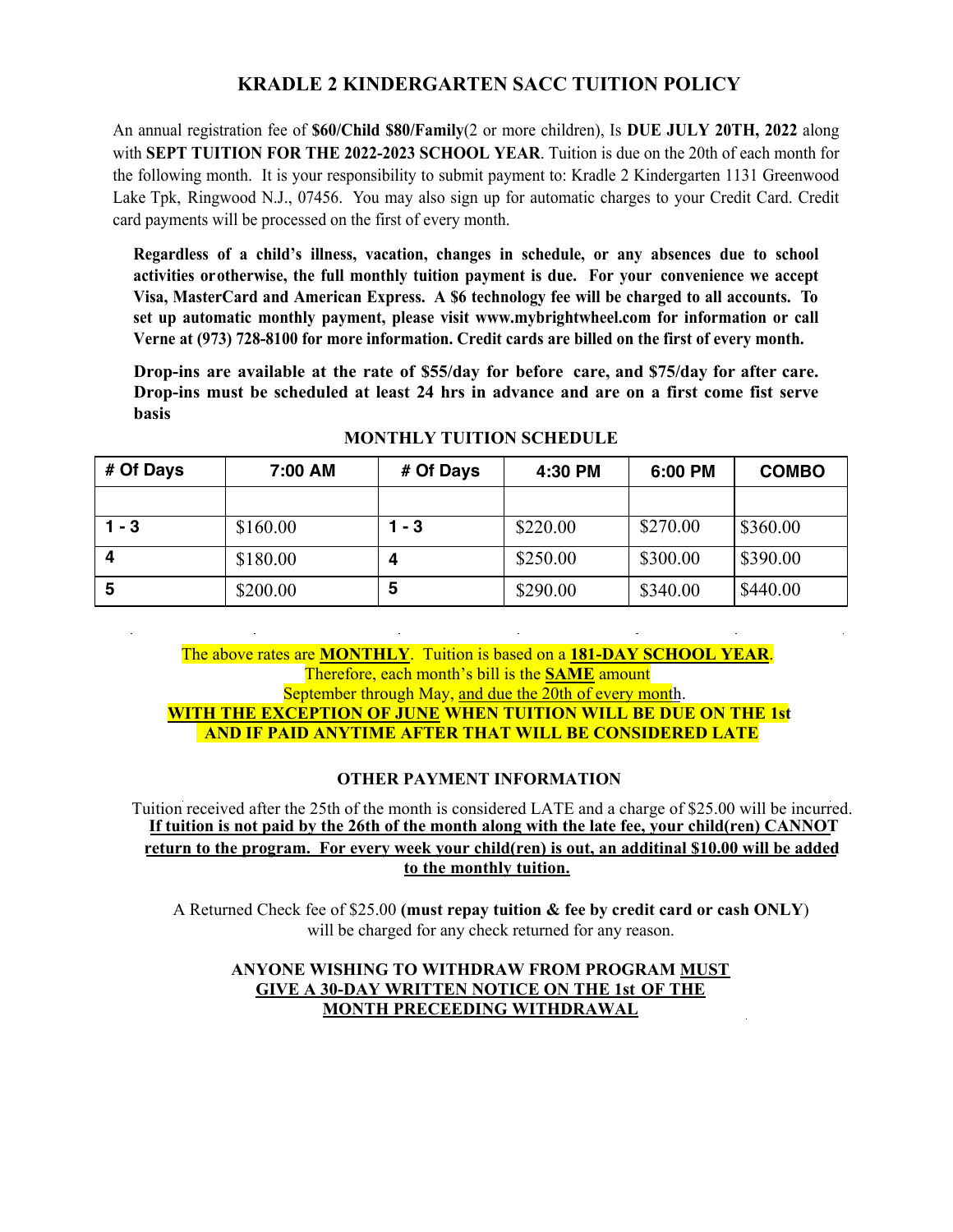# KRADLE 2 KINDERGARTEN SACC TUITION POLICY

An annual registration fee of **$60/Child $80/Family**(2 or more children), Is **DUE JULY 20TH, 2022** along with **SEPT TUITION FOR THE 2022-2023 SCHOOL YEAR**. Tuition is due on the 20th of each month for the following month. It is your responsibility to submit payment to: Kradle 2 Kindergarten 1131 Greenwood Lake Tpk, Ringwood N.J., 07456. You may also sign up for automatic charges to your Credit Card. Credit card payments will be processed on the first of every month.

**Regardless of a child's illness, vacation, changes in schedule, or any absences due to school activities orotherwise, the full monthly tuition payment is due. For your convenience we accept Visa, MasterCard and American Express. A $6 technology fee will be charged to all accounts. To set up automatic monthly payment, please visit www.mybrightwheel.com for information or call Verne at (973) 728-8100 for more information. Credit cards are billed on the first of every month.**

**Drop-ins are available at the rate of $55/day for before care, and $75/day for after care. Drop-ins must be scheduled at least 24 hrs in advance and are on a first come fist serve basis**

**MONTHLY TUITION SCHEDULE**

| # Of Days | 7:00 AM | # Of Days | 4:30 PM | 6:00 PM | COMBO |
|---|---|---|---|---|---|
| | | | | | |
| 1 - 3 | $160.00 | 1 - 3 | $220.00 | $270.00 | $360.00 |
| 4 | $180.00 | 4 | $250.00 | $300.00 | $390.00 |
| 5 | $200.00 | 5 | $290.00 | $340.00 | $440.00 |

The above rates are **MONTHLY**. Tuition is based on a **181-DAY SCHOOL YEAR**.
Therefore, each month's bill is the **SAME** amount
September through May, and due the 20th of every month.
**WITH THE EXCEPTION OF JUNE WHEN TUITION WILL BE DUE ON THE 1st AND IF PAID ANYTIME AFTER THAT WILL BE CONSIDERED LATE**

**OTHER PAYMENT INFORMATION**

Tuition received after the 25th of the month is considered LATE and a charge of $25.00 will be incurred.
**If tuition is not paid by the 26th of the month along with the late fee, your child(ren) CANNOT return to the program. For every week your child(ren) is out, an additinal $10.00 will be added to the monthly tuition.**

A Returned Check fee of $25.00 (**must repay tuition & fee by credit card or cash ONLY**) will be charged for any check returned for any reason.

**ANYONE WISHING TO WITHDRAW FROM PROGRAM MUST GIVE A 30-DAY WRITTEN NOTICE ON THE 1st OF THE MONTH PRECEEDING WITHDRAWAL**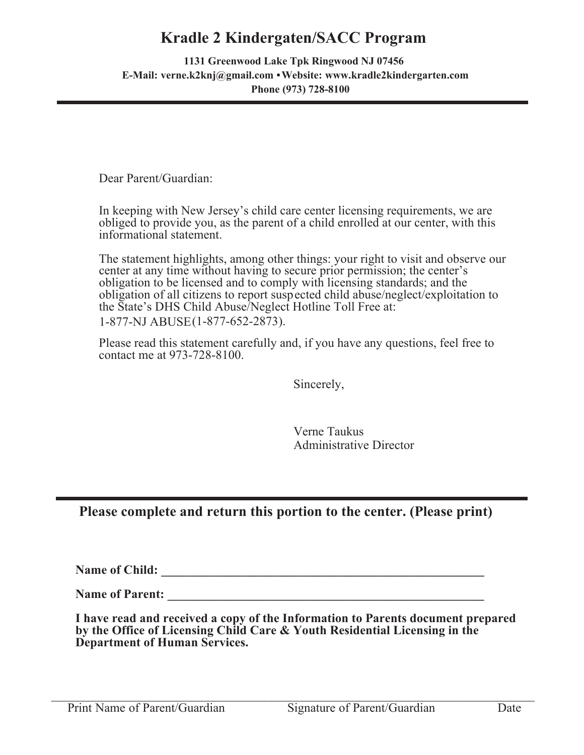# Kradle 2 Kindergaten/SACC Program

**1131 Greenwood Lake Tpk Ringwood NJ 07456**
**E-Mail: verne.k2knj@gmail.com • Website: www.kradle2kindergarten.com**
**Phone (973) 728-8100**

---

Dear Parent/Guardian:

In keeping with New Jersey's child care center licensing requirements, we are obliged to provide you, as the parent of a child enrolled at our center, with this informational statement.

The statement highlights, among other things: your right to visit and observe our center at any time without having to secure prior permission; the center's obligation to be licensed and to comply with licensing standards; and the obligation of all citizens to report suspected child abuse/neglect/exploitation to the State's DHS Child Abuse/Neglect Hotline Toll Free at: 1-877-NJ ABUSE (1-877-652-2873).

Please read this statement carefully and, if you have any questions, feel free to contact me at 973-728-8100.

Sincerely,

Verne Taukus
Administrative Director

---

## Please complete and return this portion to the center. (Please print)

**Name of Child:** ______________________________________________________

**Name of Parent:** _____________________________________________________

**I have read and received a copy of the Information to Parents document prepared by the Office of Licensing Child Care & Youth Residential Licensing in the Department of Human Services.**

_____________________________________________________________________________

Print Name of Parent/Guardian    Signature of Parent/Guardian    Date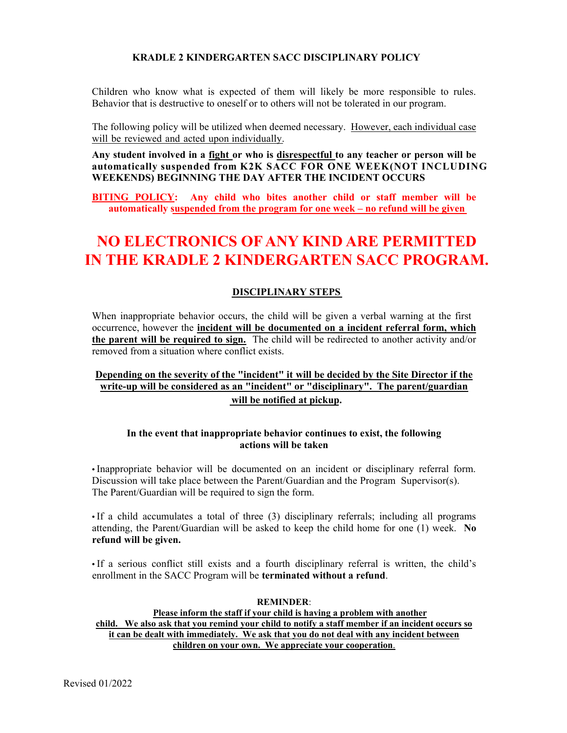# KRADLE 2 KINDERGARTEN SACC DISCIPLINARY POLICY

Children who know what is expected of them will likely be more responsible to rules. Behavior that is destructive to oneself or to others will not be tolerated in our program.

The following policy will be utilized when deemed necessary. However, each individual case will be reviewed and acted upon individually.

**Any student involved in a fight or who is disrespectful to any teacher or person will be automatically suspended from K2K SACC FOR ONE WEEK(NOT INCLUDING WEEKENDS) BEGINNING THE DAY AFTER THE INCIDENT OCCURS**

**BITING POLICY: Any child who bites another child or staff member will be automatically suspended from the program for one week – no refund will be given**

# NO ELECTRONICS OF ANY KIND ARE PERMITTED IN THE KRADLE 2 KINDERGARTEN SACC PROGRAM.

## DISCIPLINARY STEPS

When inappropriate behavior occurs, the child will be given a verbal warning at the first occurrence, however the **incident will be documented on a incident referral form, which the parent will be required to sign.** The child will be redirected to another activity and/or removed from a situation where conflict exists.

**Depending on the severity of the "incident" it will be decided by the Site Director if the write-up will be considered as an "incident" or "disciplinary". The parent/guardian will be notified at pickup.**

**In the event that inappropriate behavior continues to exist, the following actions will be taken**

- Inappropriate behavior will be documented on an incident or disciplinary referral form. Discussion will take place between the Parent/Guardian and the Program Supervisor(s). The Parent/Guardian will be required to sign the form.
- If a child accumulates a total of three (3) disciplinary referrals; including all programs attending, the Parent/Guardian will be asked to keep the child home for one (1) week. **No refund will be given.**
- If a serious conflict still exists and a fourth disciplinary referral is written, the child's enrollment in the SACC Program will be **terminated without a refund**.

**REMINDER**:

**Please inform the staff if your child is having a problem with another child. We also ask that you remind your child to notify a staff member if an incident occurs so it can be dealt with immediately. We ask that you do not deal with any incident between children on your own. We appreciate your cooperation.**

Revised 01/2022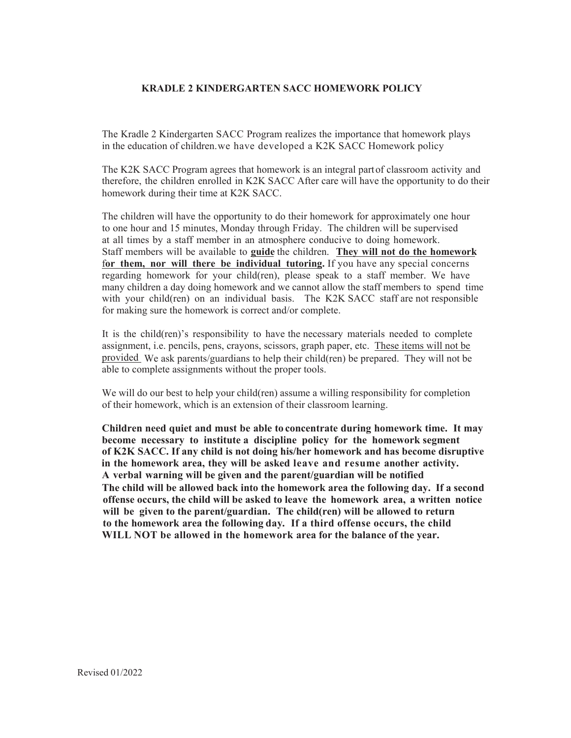## KRADLE 2 KINDERGARTEN SACC HOMEWORK POLICY

The Kradle 2 Kindergarten SACC Program realizes the importance that homework plays in the education of children.we have developed a K2K SACC Homework policy

The K2K SACC Program agrees that homework is an integral part of classroom activity and therefore, the children enrolled in K2K SACC After care will have the opportunity to do their homework during their time at K2K SACC.

The children will have the opportunity to do their homework for approximately one hour to one hour and 15 minutes, Monday through Friday. The children will be supervised at all times by a staff member in an atmosphere conducive to doing homework. Staff members will be available to <u>**guide**</u> the children. <u>**They will not do the homework for them, nor will there be individual tutoring.**</u> If you have any special concerns regarding homework for your child(ren), please speak to a staff member. We have many children a day doing homework and we cannot allow the staff members to spend time with your child(ren) on an individual basis. The K2K SACC staff are not responsible for making sure the homework is correct and/or complete.

It is the child(ren)'s responsibility to have the necessary materials needed to complete assignment, i.e. pencils, pens, crayons, scissors, graph paper, etc. <u>These items will not be provided</u> We ask parents/guardians to help their child(ren) be prepared. They will not be able to complete assignments without the proper tools.

We will do our best to help your child(ren) assume a willing responsibility for completion of their homework, which is an extension of their classroom learning.

**Children need quiet and must be able to concentrate during homework time. It may become necessary to institute a discipline policy for the homework segment of K2K SACC. If any child is not doing his/her homework and has become disruptive in the homework area, they will be asked leave and resume another activity. A verbal warning will be given and the parent/guardian will be notified The child will be allowed back into the homework area the following day. If a second offense occurs, the child will be asked to leave the homework area, a written notice will be given to the parent/guardian. The child(ren) will be allowed to return to the homework area the following day. If a third offense occurs, the child WILL NOT be allowed in the homework area for the balance of the year.**

Revised 01/2022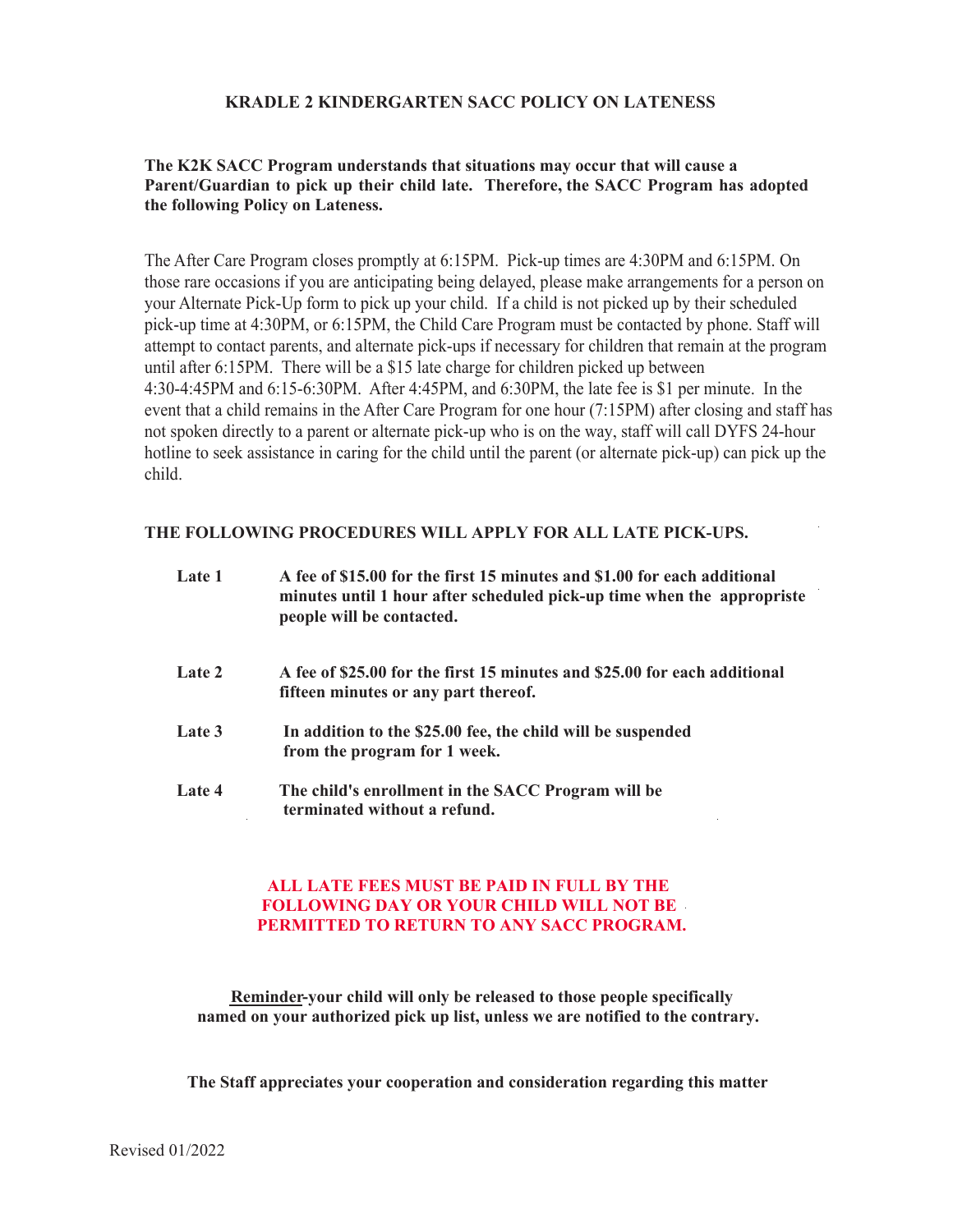## KRADLE 2 KINDERGARTEN SACC POLICY ON LATENESS

**The K2K SACC Program understands that situations may occur that will cause a Parent/Guardian to pick up their child late. Therefore, the SACC Program has adopted the following Policy on Lateness.**

The After Care Program closes promptly at 6:15PM. Pick-up times are 4:30PM and 6:15PM. On those rare occasions if you are anticipating being delayed, please make arrangements for a person on your Alternate Pick-Up form to pick up your child. If a child is not picked up by their scheduled pick-up time at 4:30PM, or 6:15PM, the Child Care Program must be contacted by phone. Staff will attempt to contact parents, and alternate pick-ups if necessary for children that remain at the program until after 6:15PM. There will be a $15 late charge for children picked up between 4:30-4:45PM and 6:15-6:30PM. After 4:45PM, and 6:30PM, the late fee is $1 per minute. In the event that a child remains in the After Care Program for one hour (7:15PM) after closing and staff has not spoken directly to a parent or alternate pick-up who is on the way, staff will call DYFS 24-hour hotline to seek assistance in caring for the child until the parent (or alternate pick-up) can pick up the child.

**THE FOLLOWING PROCEDURES WILL APPLY FOR ALL LATE PICK-UPS.**

| | |
|---|---|
| **Late 1** | **A fee of $15.00 for the first 15 minutes and $1.00 for each additional minutes until 1 hour after scheduled pick-up time when the appropriste people will be contacted.** |
| **Late 2** | **A fee of $25.00 for the first 15 minutes and $25.00 for each additional fifteen minutes or any part thereof.** |
| **Late 3** | **In addition to the $25.00 fee, the child will be suspended from the program for 1 week.** |
| **Late 4** | **The child's enrollment in the SACC Program will be terminated without a refund.** |

**ALL LATE FEES MUST BE PAID IN FULL BY THE FOLLOWING DAY OR YOUR CHILD WILL NOT BE PERMITTED TO RETURN TO ANY SACC PROGRAM.**

**Reminder-your child will only be released to those people specifically named on your authorized pick up list, unless we are notified to the contrary.**

**The Staff appreciates your cooperation and consideration regarding this matter**

Revised 01/2022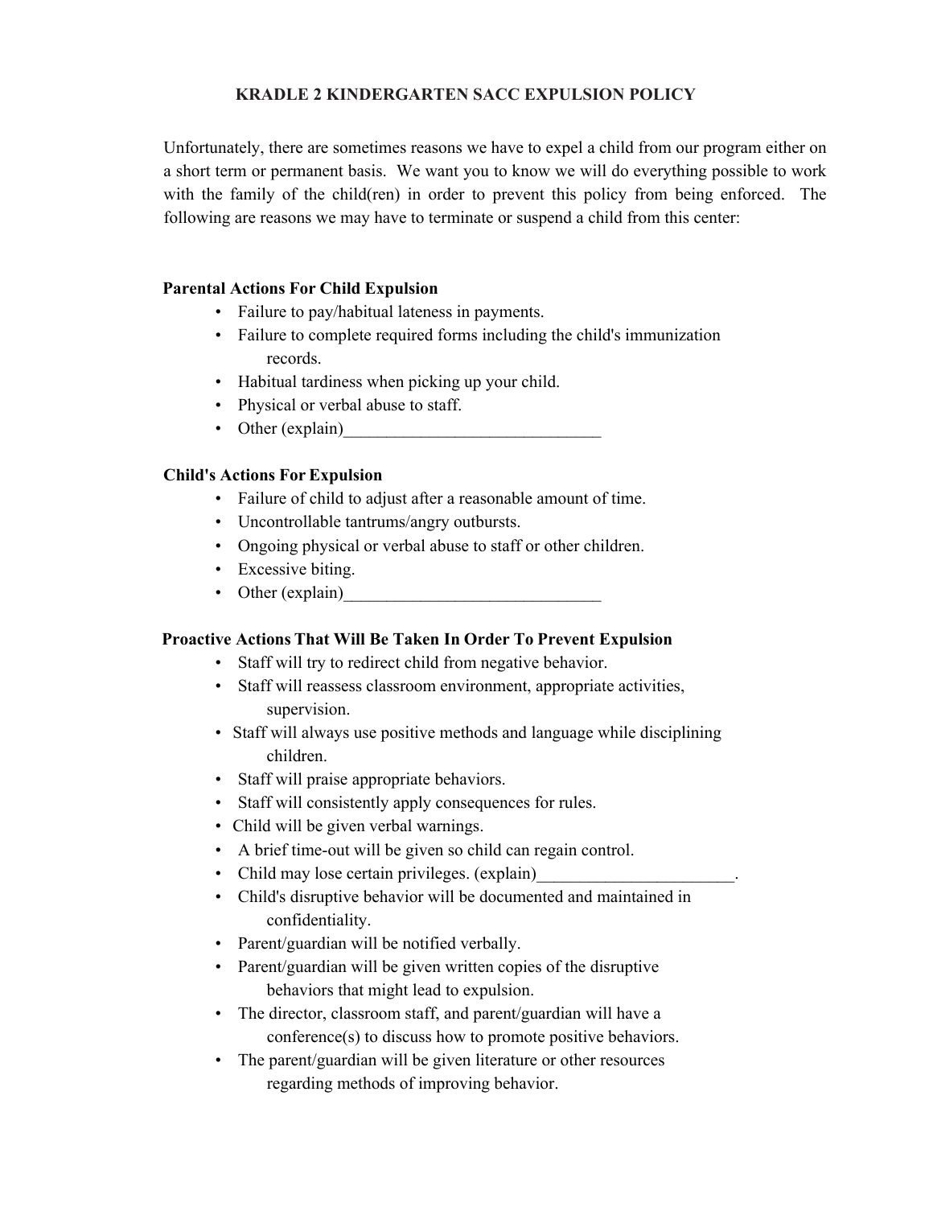# KRADLE 2 KINDERGARTEN SACC EXPULSION POLICY

Unfortunately, there are sometimes reasons we have to expel a child from our program either on a short term or permanent basis. We want you to know we will do everything possible to work with the family of the child(ren) in order to prevent this policy from being enforced. The following are reasons we may have to terminate or suspend a child from this center:

**Parental Actions For Child Expulsion**

- Failure to pay/habitual lateness in payments.
- Failure to complete required forms including the child's immunization records.
- Habitual tardiness when picking up your child.
- Physical or verbal abuse to staff.
- Other (explain)______________________________

**Child's Actions For Expulsion**

- Failure of child to adjust after a reasonable amount of time.
- Uncontrollable tantrums/angry outbursts.
- Ongoing physical or verbal abuse to staff or other children.
- Excessive biting.
- Other (explain)______________________________

**Proactive Actions That Will Be Taken In Order To Prevent Expulsion**

- Staff will try to redirect child from negative behavior.
- Staff will reassess classroom environment, appropriate activities, supervision.
- Staff will always use positive methods and language while disciplining children.
- Staff will praise appropriate behaviors.
- Staff will consistently apply consequences for rules.
- Child will be given verbal warnings.
- A brief time-out will be given so child can regain control.
- Child may lose certain privileges. (explain)_______________________.
- Child's disruptive behavior will be documented and maintained in confidentiality.
- Parent/guardian will be notified verbally.
- Parent/guardian will be given written copies of the disruptive behaviors that might lead to expulsion.
- The director, classroom staff, and parent/guardian will have a conference(s) to discuss how to promote positive behaviors.
- The parent/guardian will be given literature or other resources regarding methods of improving behavior.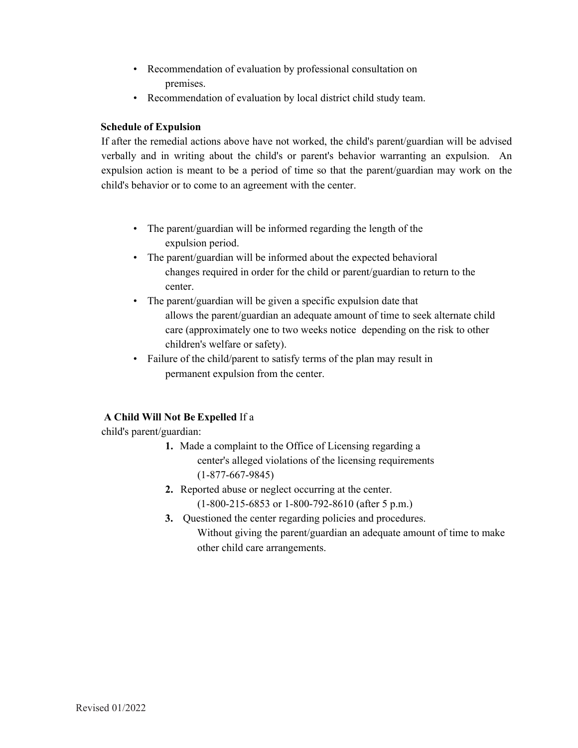- Recommendation of evaluation by professional consultation on premises.
- Recommendation of evaluation by local district child study team.

**Schedule of Expulsion**

If after the remedial actions above have not worked, the child's parent/guardian will be advised verbally and in writing about the child's or parent's behavior warranting an expulsion. An expulsion action is meant to be a period of time so that the parent/guardian may work on the child's behavior or to come to an agreement with the center.

- The parent/guardian will be informed regarding the length of the expulsion period.
- The parent/guardian will be informed about the expected behavioral changes required in order for the child or parent/guardian to return to the center.
- The parent/guardian will be given a specific expulsion date that allows the parent/guardian an adequate amount of time to seek alternate child care (approximately one to two weeks notice depending on the risk to other children's welfare or safety).
- Failure of the child/parent to satisfy terms of the plan may result in permanent expulsion from the center.

**A Child Will Not Be Expelled** If a child's parent/guardian:

1. Made a complaint to the Office of Licensing regarding a center's alleged violations of the licensing requirements (1-877-667-9845)
2. Reported abuse or neglect occurring at the center. (1-800-215-6853 or 1-800-792-8610 (after 5 p.m.)
3. Questioned the center regarding policies and procedures. Without giving the parent/guardian an adequate amount of time to make other child care arrangements.

Revised 01/2022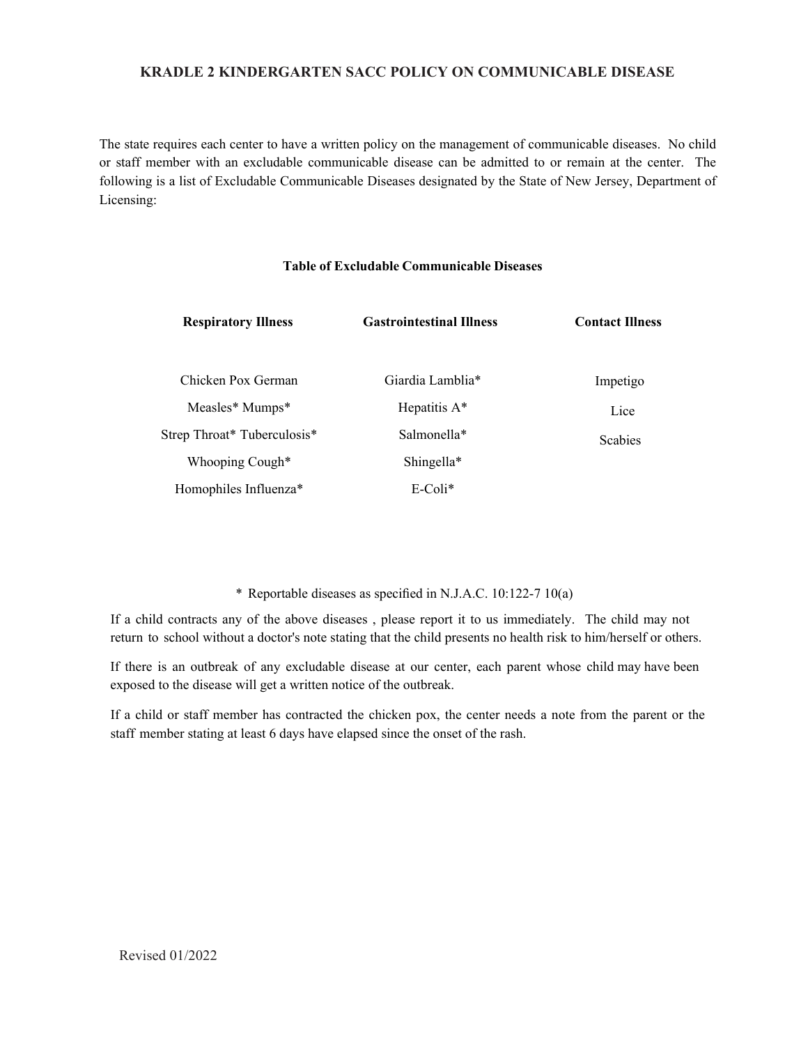# KRADLE 2 KINDERGARTEN SACC POLICY ON COMMUNICABLE DISEASE

The state requires each center to have a written policy on the management of communicable diseases. No child or staff member with an excludable communicable disease can be admitted to or remain at the center. The following is a list of Excludable Communicable Diseases designated by the State of New Jersey, Department of Licensing:

**Table of Excludable Communicable Diseases**

| Respiratory Illness | Gastrointestinal Illness | Contact Illness |
|---|---|---|
| Chicken Pox German | Giardia Lamblia* | Impetigo |
| Measles* Mumps* | Hepatitis A* | Lice |
| Strep Throat* Tuberculosis* | Salmonella* | Scabies |
| Whooping Cough* | Shingella* | |
| Homophiles Influenza* | E-Coli* | |

* Reportable diseases as specified in N.J.A.C. 10:122-7 10(a)

If a child contracts any of the above diseases , please report it to us immediately. The child may not return to school without a doctor's note stating that the child presents no health risk to him/herself or others.

If there is an outbreak of any excludable disease at our center, each parent whose child may have been exposed to the disease will get a written notice of the outbreak.

If a child or staff member has contracted the chicken pox, the center needs a note from the parent or the staff member stating at least 6 days have elapsed since the onset of the rash.

Revised 01/2022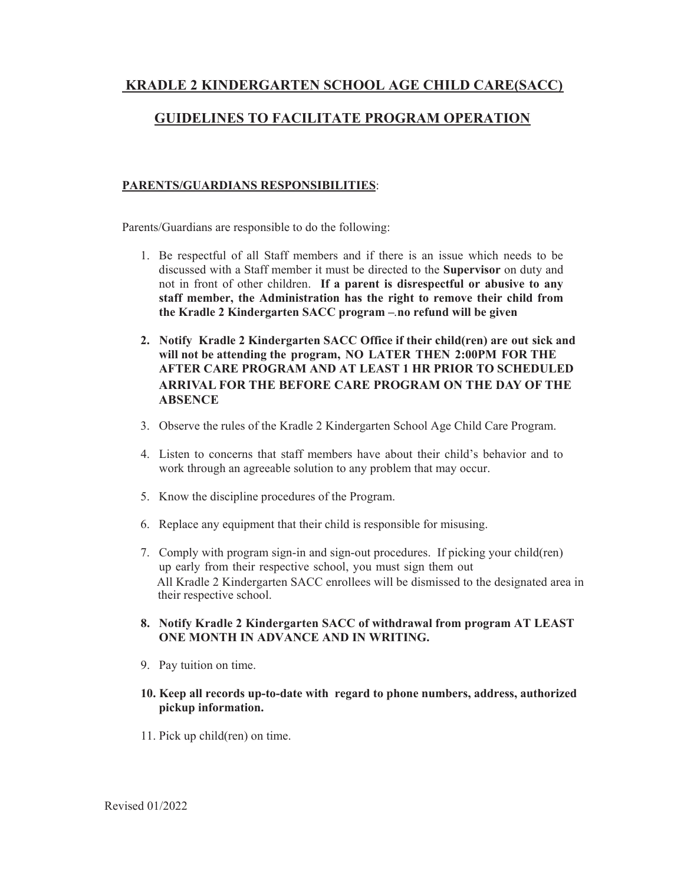# KRADLE 2 KINDERGARTEN SCHOOL AGE CHILD CARE(SACC)

## GUIDELINES TO FACILITATE PROGRAM OPERATION

### PARENTS/GUARDIANS RESPONSIBILITIES:

Parents/Guardians are responsible to do the following:

1. Be respectful of all Staff members and if there is an issue which needs to be discussed with a Staff member it must be directed to the **Supervisor** on duty and not in front of other children. **If a parent is disrespectful or abusive to any staff member, the Administration has the right to remove their child from the Kradle 2 Kindergarten SACC program –.no refund will be given**
2. **Notify Kradle 2 Kindergarten SACC Office if their child(ren) are out sick and will not be attending the program, NO LATER THEN 2:00PM FOR THE AFTER CARE PROGRAM AND AT LEAST 1 HR PRIOR TO SCHEDULED ARRIVAL FOR THE BEFORE CARE PROGRAM ON THE DAY OF THE ABSENCE**
3. Observe the rules of the Kradle 2 Kindergarten School Age Child Care Program.
4. Listen to concerns that staff members have about their child's behavior and to work through an agreeable solution to any problem that may occur.
5. Know the discipline procedures of the Program.
6. Replace any equipment that their child is responsible for misusing.
7. Comply with program sign-in and sign-out procedures. If picking your child(ren) up early from their respective school, you must sign them out
   All Kradle 2 Kindergarten SACC enrollees will be dismissed to the designated area in their respective school.
8. **Notify Kradle 2 Kindergarten SACC of withdrawal from program AT LEAST ONE MONTH IN ADVANCE AND IN WRITING.**
9. Pay tuition on time.
10. **Keep all records up-to-date with regard to phone numbers, address, authorized pickup information.**
11. Pick up child(ren) on time.

Revised 01/2022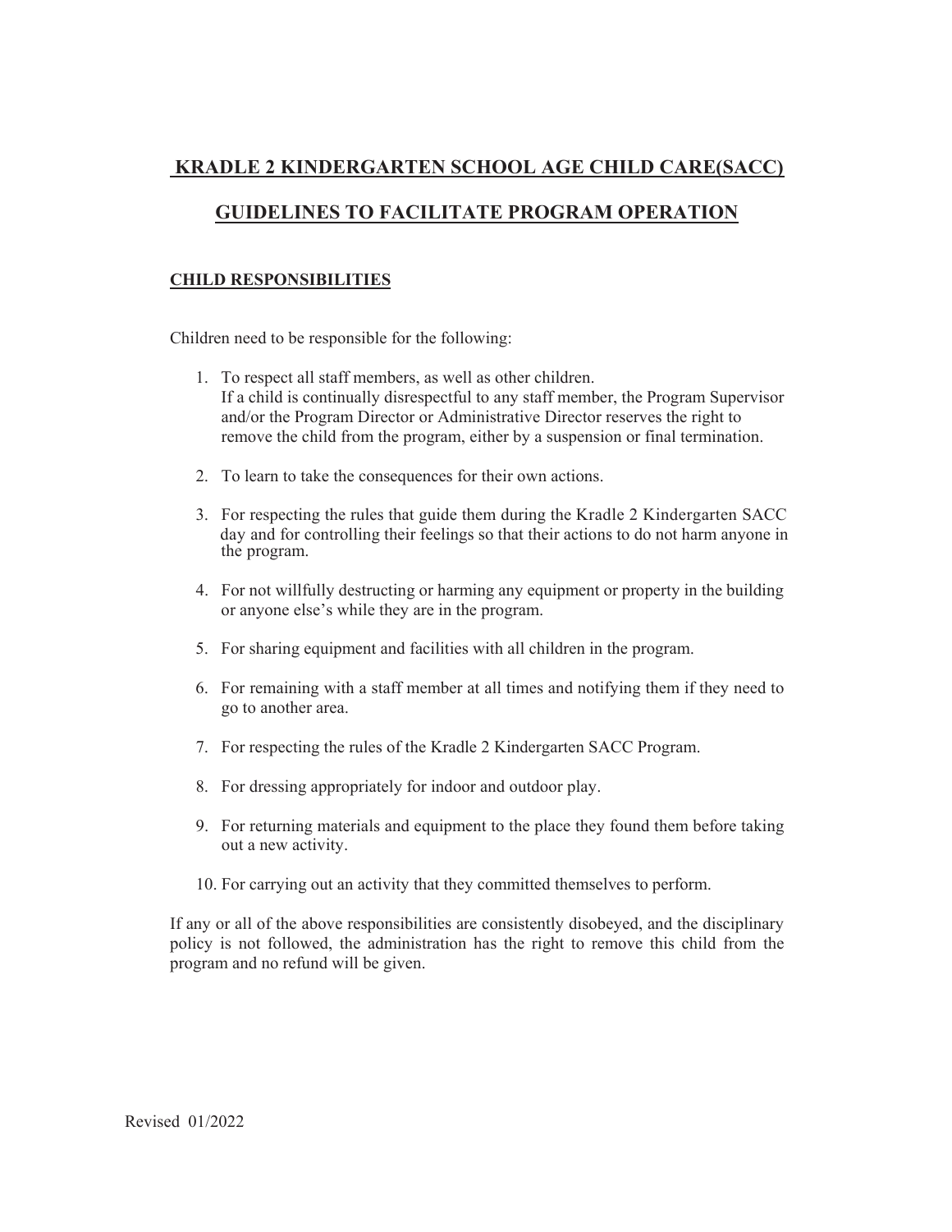## KRADLE 2 KINDERGARTEN SCHOOL AGE CHILD CARE(SACC)

## GUIDELINES TO FACILITATE PROGRAM OPERATION

### CHILD RESPONSIBILITIES

Children need to be responsible for the following:

1. To respect all staff members, as well as other children.
   If a child is continually disrespectful to any staff member, the Program Supervisor and/or the Program Director or Administrative Director reserves the right to remove the child from the program, either by a suspension or final termination.

2. To learn to take the consequences for their own actions.

3. For respecting the rules that guide them during the Kradle 2 Kindergarten SACC day and for controlling their feelings so that their actions to do not harm anyone in the program.

4. For not willfully destructing or harming any equipment or property in the building or anyone else's while they are in the program.

5. For sharing equipment and facilities with all children in the program.

6. For remaining with a staff member at all times and notifying them if they need to go to another area.

7. For respecting the rules of the Kradle 2 Kindergarten SACC Program.

8. For dressing appropriately for indoor and outdoor play.

9. For returning materials and equipment to the place they found them before taking out a new activity.

10. For carrying out an activity that they committed themselves to perform.

If any or all of the above responsibilities are consistently disobeyed, and the disciplinary policy is not followed, the administration has the right to remove this child from the program and no refund will be given.

Revised 01/2022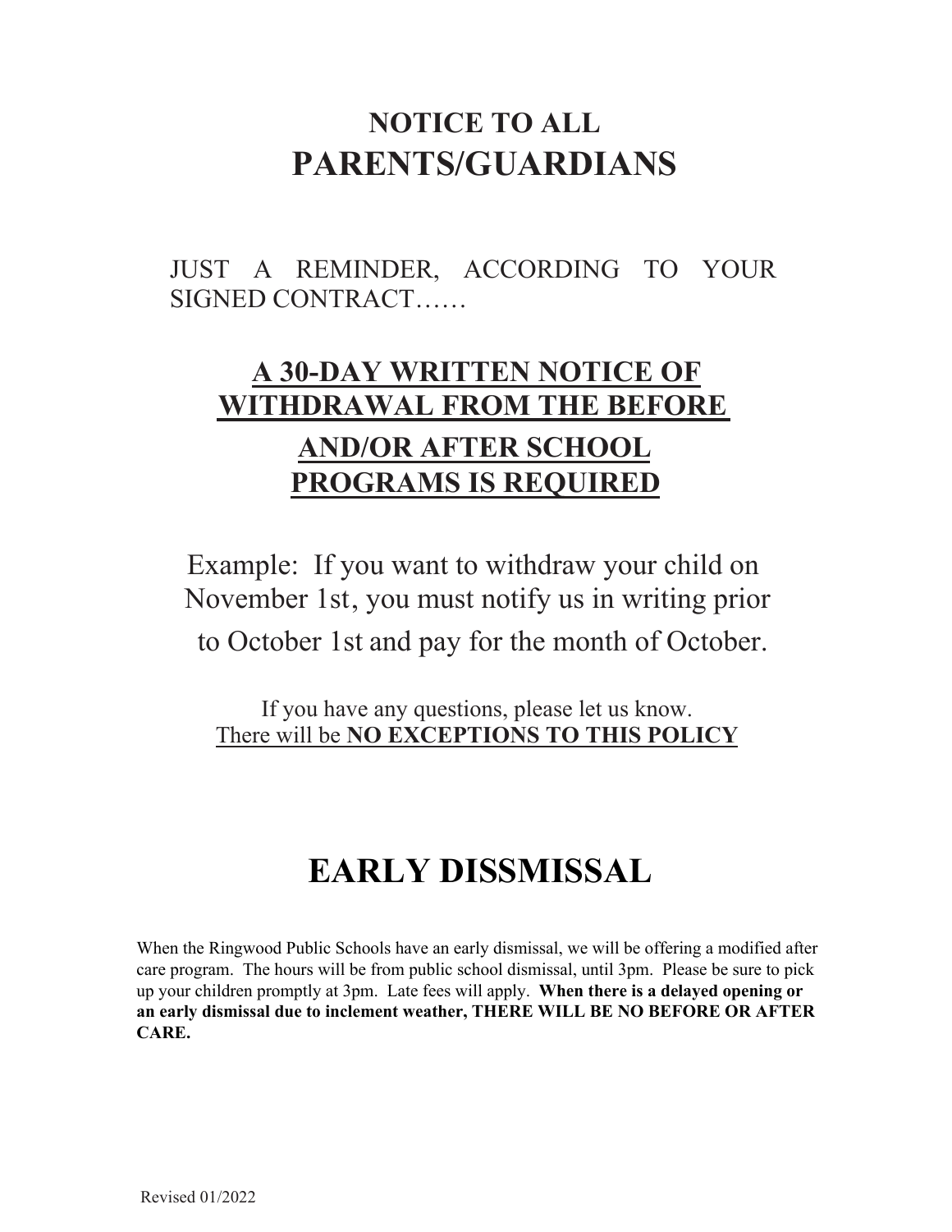# NOTICE TO ALL PARENTS/GUARDIANS

JUST A REMINDER, ACCORDING TO YOUR SIGNED CONTRACT……

## <u>A 30-DAY WRITTEN NOTICE OF WITHDRAWAL FROM THE BEFORE AND/OR AFTER SCHOOL PROGRAMS IS REQUIRED</u>

Example: If you want to withdraw your child on November 1st, you must notify us in writing prior to October 1st and pay for the month of October.

If you have any questions, please let us know.
<u>There will be **NO EXCEPTIONS TO THIS POLICY**</u>

# EARLY DISSMISSAL

When the Ringwood Public Schools have an early dismissal, we will be offering a modified after care program. The hours will be from public school dismissal, until 3pm. Please be sure to pick up your children promptly at 3pm. Late fees will apply. **When there is a delayed opening or an early dismissal due to inclement weather, THERE WILL BE NO BEFORE OR AFTER CARE.**

Revised 01/2022